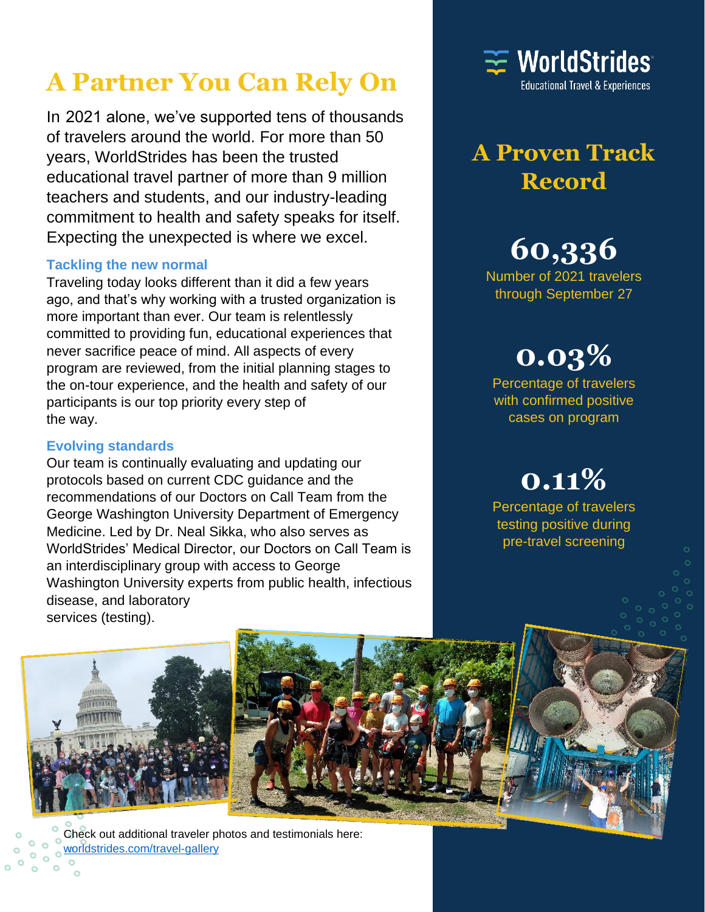# A Partner You Can Rely On

In 2021 alone, we've supported tens of thousands of travelers around the world. For more than 50 years, WorldStrides has been the trusted educational travel partner of more than 9 million teachers and students, and our industry-leading commitment to health and safety speaks for itself. Expecting the unexpected is where we excel.

### Tackling the new normal

Traveling today looks different than it did a few years ago, and that's why working with a trusted organization is more important than ever. Our team is relentlessly committed to providing fun, educational experiences that never sacrifice peace of mind. All aspects of every program are reviewed, from the initial planning stages to the on-tour experience, and the health and safety of our participants is our top priority every step of the way.

### Evolving standards

Our team is continually evaluating and updating our protocols based on current CDC guidance and the recommendations of our Doctors on Call Team from the George Washington University Department of Emergency Medicine. Led by Dr. Neal Sikka, who also serves as WorldStrides' Medical Director, our Doctors on Call Team is an interdisciplinary group with access to George Washington University experts from public health, infectious disease, and laboratory services (testing).

WorldStrides
Educational Travel & Experiences

## A Proven Track Record

**60,336**
Number of 2021 travelers through September 27

**0.03%**
Percentage of travelers with confirmed positive cases on program

**0.11%**
Percentage of travelers testing positive during pre-travel screening

Check out additional traveler photos and testimonials here: worldstrides.com/travel-gallery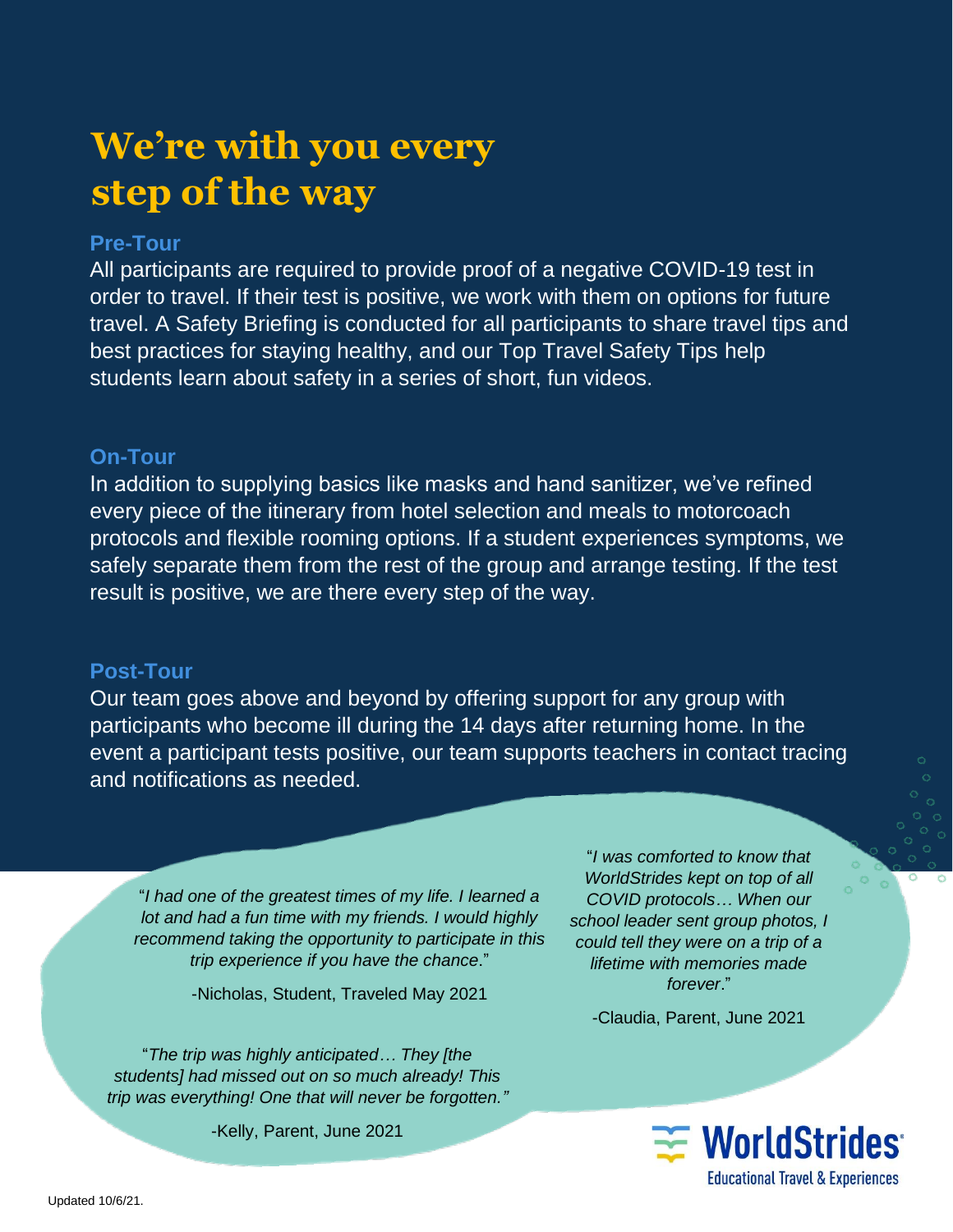# We're with you every step of the way

## Pre-Tour

All participants are required to provide proof of a negative COVID-19 test in order to travel. If their test is positive, we work with them on options for future travel. A Safety Briefing is conducted for all participants to share travel tips and best practices for staying healthy, and our Top Travel Safety Tips help students learn about safety in a series of short, fun videos.

## On-Tour

In addition to supplying basics like masks and hand sanitizer, we've refined every piece of the itinerary from hotel selection and meals to motorcoach protocols and flexible rooming options. If a student experiences symptoms, we safely separate them from the rest of the group and arrange testing. If the test result is positive, we are there every step of the way.

## Post-Tour

Our team goes above and beyond by offering support for any group with participants who become ill during the 14 days after returning home. In the event a participant tests positive, our team supports teachers in contact tracing and notifications as needed.

"*I had one of the greatest times of my life. I learned a lot and had a fun time with my friends. I would highly recommend taking the opportunity to participate in this trip experience if you have the chance*."

-Nicholas, Student, Traveled May 2021

"*I was comforted to know that WorldStrides kept on top of all COVID protocols… When our school leader sent group photos, I could tell they were on a trip of a lifetime with memories made forever*."

-Claudia, Parent, June 2021

"*The trip was highly anticipated… They [the students] had missed out on so much already! This trip was everything! One that will never be forgotten."*

-Kelly, Parent, June 2021

WorldStrides
Educational Travel & Experiences

Updated 10/6/21.